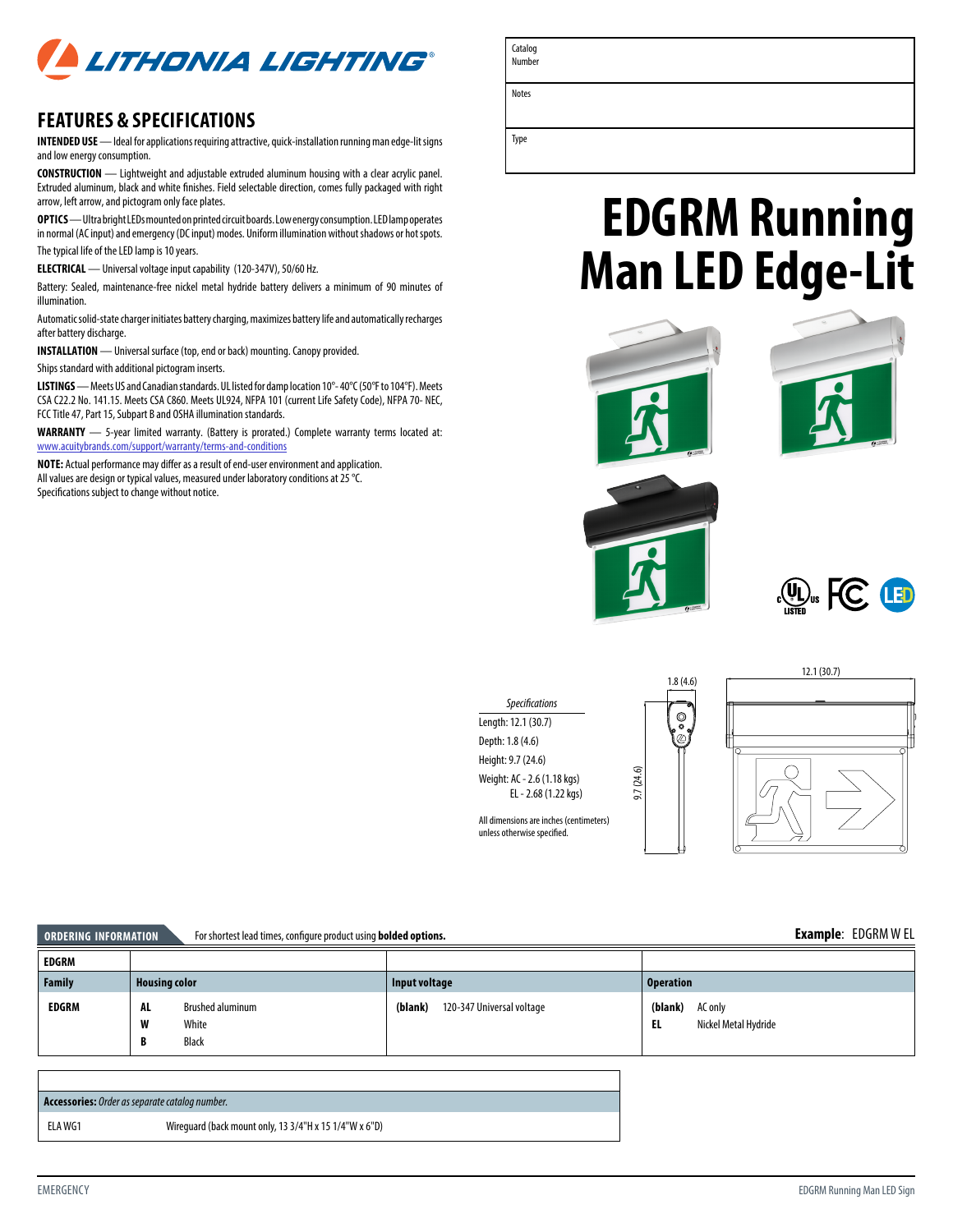# EDGRM Running Man LED Edge-Lit

| Catalog Number | |
|---|---|
| Notes | |
| Type | |

## FEATURES & SPECIFICATIONS

**INTENDED USE** — Ideal for applications requiring attractive, quick-installation running man edge-lit signs and low energy consumption.

**CONSTRUCTION** — Lightweight and adjustable extruded aluminum housing with a clear acrylic panel. Extruded aluminum, black and white finishes. Field selectable direction, comes fully packaged with right arrow, left arrow, and pictogram only face plates.

**OPTICS** — Ultra bright LEDs mounted on printed circuit boards. Low energy consumption. LED lamp operates in normal (AC input) and emergency (DC input) modes. Uniform illumination without shadows or hot spots.

The typical life of the LED lamp is 10 years.

**ELECTRICAL** — Universal voltage input capability (120-347V), 50/60 Hz.

Battery: Sealed, maintenance-free nickel metal hydride battery delivers a minimum of 90 minutes of illumination.

Automatic solid-state charger initiates battery charging, maximizes battery life and automatically recharges after battery discharge.

**INSTALLATION** — Universal surface (top, end or back) mounting. Canopy provided.

Ships standard with additional pictogram inserts.

**LISTINGS** — Meets US and Canadian standards. UL listed for damp location 10°- 40°C (50°F to 104°F). Meets CSA C22.2 No. 141.15. Meets CSA C860. Meets UL924, NFPA 101 (current Life Safety Code), NFPA 70- NEC, FCC Title 47, Part 15, Subpart B and OSHA illumination standards.

**WARRANTY** — 5-year limited warranty. (Battery is prorated.) Complete warranty terms located at: www.acuitybrands.com/support/warranty/terms-and-conditions

**NOTE:** Actual performance may differ as a result of end-user environment and application.
All values are design or typical values, measured under laboratory conditions at 25 °C.
Specifications subject to change without notice.

*Specifications*

Length: 12.1 (30.7)
Depth: 1.8 (4.6)
Height: 9.7 (24.6)
Weight: AC - 2.6 (1.18 kgs)
EL - 2.68 (1.22 kgs)

All dimensions are inches (centimeters) unless otherwise specified.

1.8 (4.6)

12.1 (30.7)

9.7 (24.6)

## ORDERING INFORMATION

For shortest lead times, configure product using **bolded options.**

**Example**: EDGRM W EL

| EDGRM | | | |
|---|---|---|---|
| **Family** | **Housing color** | **Input voltage** | **Operation** |
| **EDGRM** | **AL** Brushed aluminum<br>**W** White<br>**B** Black | **(blank)** 120-347 Universal voltage | **(blank)** AC only<br>**EL** Nickel Metal Hydride |

| **Accessories:** *Order as separate catalog number.* | |
|---|---|
| ELA WG1 | Wireguard (back mount only, 13 3/4"H x 15 1/4"W x 6"D) |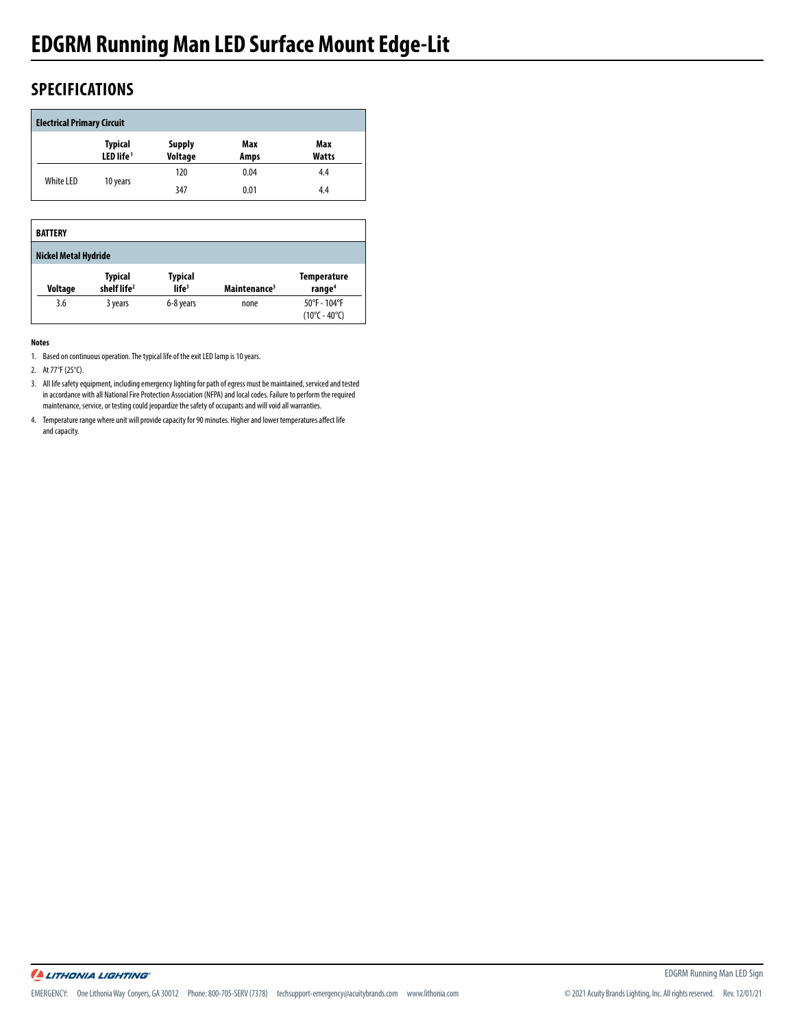# EDGRM Running Man LED Surface Mount Edge-Lit

## SPECIFICATIONS

| Electrical Primary Circuit | | | | |
|---|---|---|---|---|
| | Typical LED life [1] | Supply Voltage | Max Amps | Max Watts |
| White LED | 10 years | 120 | 0.04 | 4.4 |
| | | 347 | 0.01 | 4.4 |

| BATTERY | | | | |
|---|---|---|---|---|
| Nickel Metal Hydride | | | | |
| Voltage | Typical shelf life [2] | Typical life [3] | Maintenance [3] | Temperature range [4] |
| 3.6 | 3 years | 6-8 years | none | 50°F - 104°F (10°C - 40°C) |

**Notes**

1. Based on continuous operation. The typical life of the exit LED lamp is 10 years.
2. At 77°F (25°C).
3. All life safety equipment, including emergency lighting for path of egress must be maintained, serviced and tested in accordance with all National Fire Protection Association (NFPA) and local codes. Failure to perform the required maintenance, service, or testing could jeopardize the safety of occupants and will void all warranties.
4. Temperature range where unit will provide capacity for 90 minutes. Higher and lower temperatures affect life and capacity.

LITHONIA LIGHTING

EDGRM Running Man LED Sign

EMERGENCY: One Lithonia Way Conyers, GA 30012 Phone: 800-705-SERV (7378) techsupport-emergency@acuitybrands.com www.lithonia.com

© 2021 Acuity Brands Lighting, Inc. All rights reserved. Rev. 12/01/21